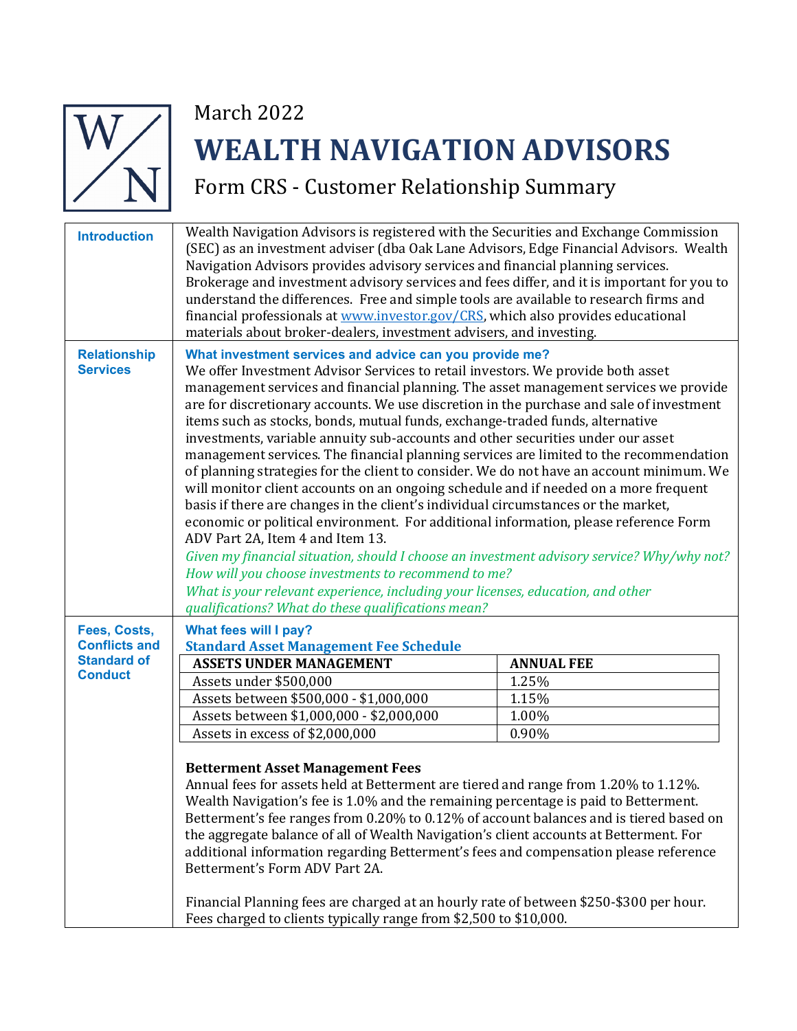March 2022

# WEALTH NAVIGATION ADVISORS

## Form CRS - Customer Relationship Summary

### Introduction

Wealth Navigation Advisors is registered with the Securities and Exchange Commission (SEC) as an investment adviser (dba Oak Lane Advisors, Edge Financial Advisors. Wealth Navigation Advisors provides advisory services and financial planning services. Brokerage and investment advisory services and fees differ, and it is important for you to understand the differences. Free and simple tools are available to research firms and financial professionals at www.investor.gov/CRS, which also provides educational materials about broker-dealers, investment advisers, and investing.

### Relationship Services

**What investment services and advice can you provide me?**

We offer Investment Advisor Services to retail investors. We provide both asset management services and financial planning. The asset management services we provide are for discretionary accounts. We use discretion in the purchase and sale of investment items such as stocks, bonds, mutual funds, exchange-traded funds, alternative investments, variable annuity sub-accounts and other securities under our asset management services. The financial planning services are limited to the recommendation of planning strategies for the client to consider. We do not have an account minimum. We will monitor client accounts on an ongoing schedule and if needed on a more frequent basis if there are changes in the client's individual circumstances or the market, economic or political environment. For additional information, please reference Form ADV Part 2A, Item 4 and Item 13.

*Given my financial situation, should I choose an investment advisory service? Why/why not?*
*How will you choose investments to recommend to me?*
*What is your relevant experience, including your licenses, education, and other qualifications? What do these qualifications mean?*

### Fees, Costs, Conflicts and Standard of Conduct

**What fees will I pay?**

**Standard Asset Management Fee Schedule**

| ASSETS UNDER MANAGEMENT | ANNUAL FEE |
|---|---|
| Assets under $500,000 | 1.25% |
| Assets between $500,000 - $1,000,000 | 1.15% |
| Assets between $1,000,000 - $2,000,000 | 1.00% |
| Assets in excess of $2,000,000 | 0.90% |

**Betterment Asset Management Fees**

Annual fees for assets held at Betterment are tiered and range from 1.20% to 1.12%. Wealth Navigation's fee is 1.0% and the remaining percentage is paid to Betterment. Betterment's fee ranges from 0.20% to 0.12% of account balances and is tiered based on the aggregate balance of all of Wealth Navigation's client accounts at Betterment. For additional information regarding Betterment's fees and compensation please reference Betterment's Form ADV Part 2A.

Financial Planning fees are charged at an hourly rate of between $250-$300 per hour. Fees charged to clients typically range from $2,500 to $10,000.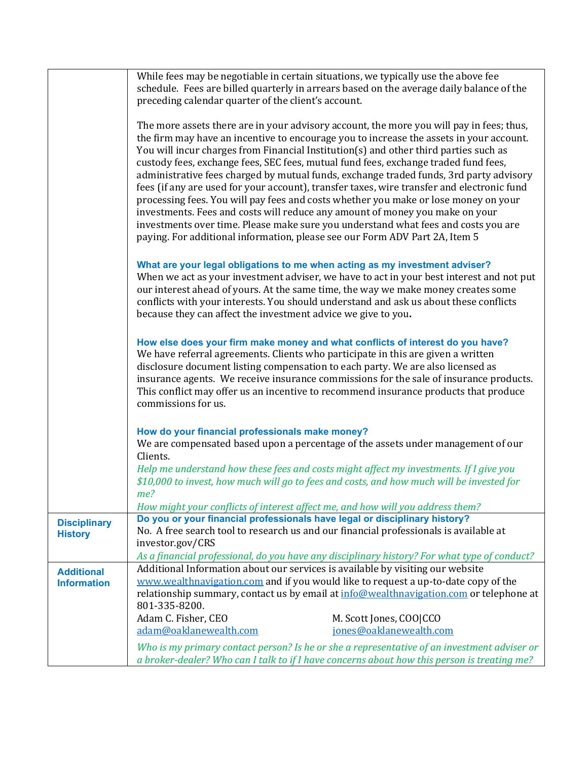While fees may be negotiable in certain situations, we typically use the above fee schedule. Fees are billed quarterly in arrears based on the average daily balance of the preceding calendar quarter of the client's account.

The more assets there are in your advisory account, the more you will pay in fees; thus, the firm may have an incentive to encourage you to increase the assets in your account. You will incur charges from Financial Institution(s) and other third parties such as custody fees, exchange fees, SEC fees, mutual fund fees, exchange traded fund fees, administrative fees charged by mutual funds, exchange traded funds, 3rd party advisory fees (if any are used for your account), transfer taxes, wire transfer and electronic fund processing fees. You will pay fees and costs whether you make or lose money on your investments. Fees and costs will reduce any amount of money you make on your investments over time. Please make sure you understand what fees and costs you are paying. For additional information, please see our Form ADV Part 2A, Item 5

**What are your legal obligations to me when acting as my investment adviser?**

When we act as your investment adviser, we have to act in your best interest and not put our interest ahead of yours. At the same time, the way we make money creates some conflicts with your interests. You should understand and ask us about these conflicts because they can affect the investment advice we give to you.

**How else does your firm make money and what conflicts of interest do you have?**

We have referral agreements. Clients who participate in this are given a written disclosure document listing compensation to each party. We are also licensed as insurance agents. We receive insurance commissions for the sale of insurance products. This conflict may offer us an incentive to recommend insurance products that produce commissions for us.

**How do your financial professionals make money?**

We are compensated based upon a percentage of the assets under management of our Clients.

*Help me understand how these fees and costs might affect my investments. If I give you $10,000 to invest, how much will go to fees and costs, and how much will be invested for me?*

*How might your conflicts of interest affect me, and how will you address them?*

## Disciplinary History

**Do you or your financial professionals have legal or disciplinary history?**

No. A free search tool to research us and our financial professionals is available at investor.gov/CRS

*As a financial professional, do you have any disciplinary history? For what type of conduct?*

## Additional Information

Additional Information about our services is available by visiting our website www.wealthnavigation.com and if you would like to request a up-to-date copy of the relationship summary, contact us by email at info@wealthnavigation.com or telephone at 801-335-8200.

Adam C. Fisher, CEO
adam@oaklanewealth.com

M. Scott Jones, COO|CCO
jones@oaklanewealth.com

*Who is my primary contact person? Is he or she a representative of an investment adviser or a broker-dealer? Who can I talk to if I have concerns about how this person is treating me?*